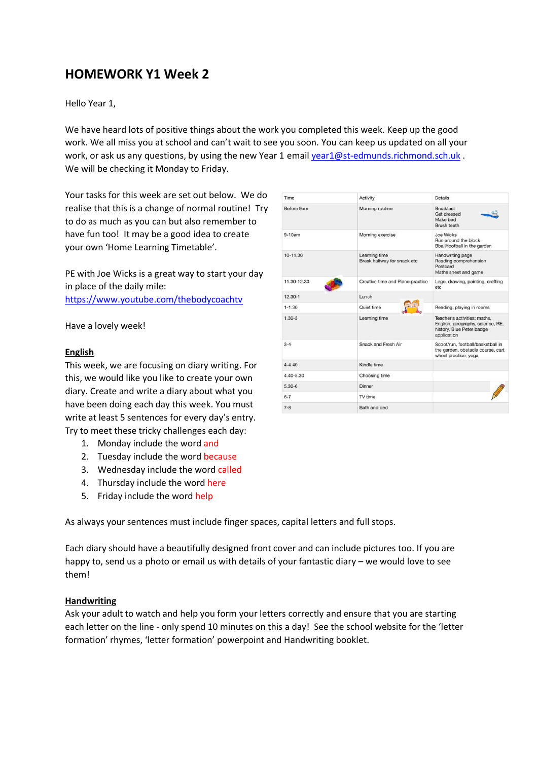# HOMEWORK Y1 Week 2

Hello Year 1,

We have heard lots of positive things about the work you completed this week. Keep up the good work. We all miss you at school and can't wait to see you soon. You can keep us updated on all your work, or ask us any questions, by using the new Year 1 email year1@st-edmunds.richmond.sch.uk . We will be checking it Monday to Friday.

Your tasks for this week are set out below. We do realise that this is a change of normal routine! Try to do as much as you can but also remember to have fun too! It may be a good idea to create your own 'Home Learning Timetable'.

PE with Joe Wicks is a great way to start your day in place of the daily mile: https://www.youtube.com/thebodycoachtv

Have a lovely week!

| Time | Activity | Details |
| --- | --- | --- |
| Before 9am | Morning routine | Breakfast<br>Get dressed<br>Make bed<br>Brush teeth |
| 9-10am | Morning exercise | Joe Wicks<br>Run around the block<br>Bball/football in the garden |
| 10-11.30 | Learning time<br>Break halfway for snack etc | Handwriting page<br>Reading comprehension<br>Postcard<br>Maths sheet and game |
| 11.30-12.30 | Creative time and Piano practice | Lego, drawing, painting, crafting etc |
| 12.30-1 | Lunch | |
| 1-1.30 | Quiet time | Reading, playing in rooms |
| 1.30-3 | Learning time | Teacher's activities: maths, English, geography, science, RE, history, Blue Peter badge application |
| 3-4 | Snack and Fresh Air | Scoot/run, football/basketball in the garden, obstacle course, cart wheel practice, yoga |
| 4-4.40 | Kindle time | |
| 4.40-5.30 | Choosing time | |
| 5.30-6 | Dinner | |
| 6-7 | TV time | |
| 7-8 | Bath and bed | |

## English

This week, we are focusing on diary writing. For this, we would like you like to create your own diary. Create and write a diary about what you have been doing each day this week. You must write at least 5 sentences for every day's entry. Try to meet these tricky challenges each day:

1. Monday include the word and
2. Tuesday include the word because
3. Wednesday include the word called
4. Thursday include the word here
5. Friday include the word help

As always your sentences must include finger spaces, capital letters and full stops.

Each diary should have a beautifully designed front cover and can include pictures too. If you are happy to, send us a photo or email us with details of your fantastic diary – we would love to see them!

## Handwriting

Ask your adult to watch and help you form your letters correctly and ensure that you are starting each letter on the line - only spend 10 minutes on this a day! See the school website for the 'letter formation' rhymes, 'letter formation' powerpoint and Handwriting booklet.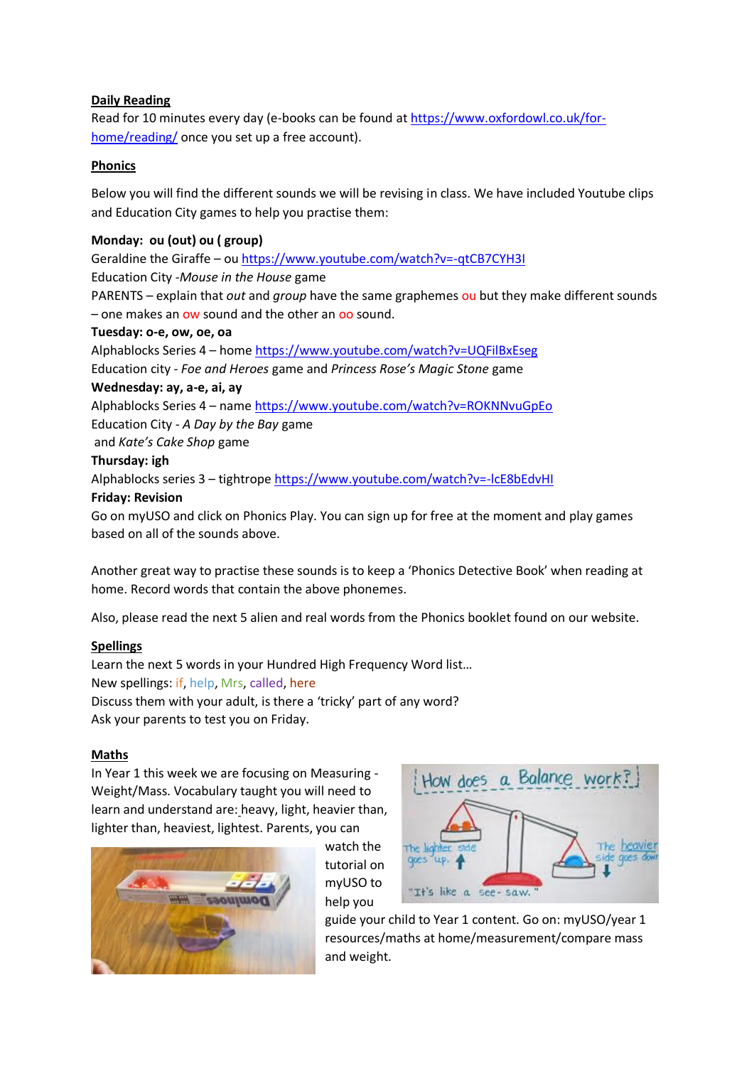**Daily Reading**

Read for 10 minutes every day (e-books can be found at https://www.oxfordowl.co.uk/for-home/reading/ once you set up a free account).

**Phonics**

Below you will find the different sounds we will be revising in class. We have included Youtube clips and Education City games to help you practise them:

**Monday: ou (out) ou ( group)**
Geraldine the Giraffe – ou https://www.youtube.com/watch?v=-qtCB7CYH3I
Education City -*Mouse in the House* game
PARENTS – explain that *out* and *group* have the same graphemes ou but they make different sounds – one makes an ow sound and the other an oo sound.

**Tuesday: o-e, ow, oe, oa**
Alphablocks Series 4 – home https://www.youtube.com/watch?v=UQFilBxEseg
Education city - *Foe and Heroes* game and *Princess Rose's Magic Stone* game

**Wednesday: ay, a-e, ai, ay**
Alphablocks Series 4 – name https://www.youtube.com/watch?v=ROKNNvuGpEo
Education City - *A Day by the Bay* game
and *Kate's Cake Shop* game

**Thursday: igh**
Alphablocks series 3 – tightrope https://www.youtube.com/watch?v=-lcE8bEdvHI

**Friday: Revision**
Go on myUSO and click on Phonics Play. You can sign up for free at the moment and play games based on all of the sounds above.

Another great way to practise these sounds is to keep a 'Phonics Detective Book' when reading at home. Record words that contain the above phonemes.

Also, please read the next 5 alien and real words from the Phonics booklet found on our website.

**Spellings**

Learn the next 5 words in your Hundred High Frequency Word list…
New spellings: if, help, Mrs, called, here
Discuss them with your adult, is there a 'tricky' part of any word?
Ask your parents to test you on Friday.

**Maths**

In Year 1 this week we are focusing on Measuring - Weight/Mass. Vocabulary taught you will need to learn and understand are: heavy, light, heavier than, lighter than, heaviest, lightest. Parents, you can watch the tutorial on myUSO to help you guide your child to Year 1 content. Go on: myUSO/year 1 resources/maths at home/measurement/compare mass and weight.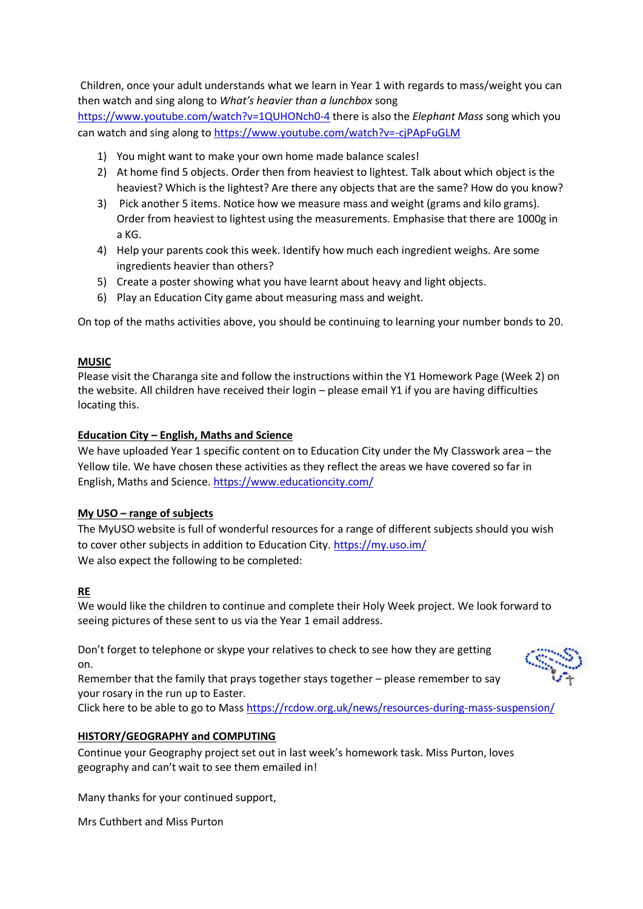Children, once your adult understands what we learn in Year 1 with regards to mass/weight you can then watch and sing along to *What's heavier than a lunchbox* song https://www.youtube.com/watch?v=1QUHONch0-4 there is also the *Elephant Mass* song which you can watch and sing along to https://www.youtube.com/watch?v=-cjPApFuGLM

1) You might want to make your own home made balance scales!
2) At home find 5 objects. Order then from heaviest to lightest. Talk about which object is the heaviest? Which is the lightest? Are there any objects that are the same? How do you know?
3) Pick another 5 items. Notice how we measure mass and weight (grams and kilo grams). Order from heaviest to lightest using the measurements. Emphasise that there are 1000g in a KG.
4) Help your parents cook this week. Identify how much each ingredient weighs. Are some ingredients heavier than others?
5) Create a poster showing what you have learnt about heavy and light objects.
6) Play an Education City game about measuring mass and weight.

On top of the maths activities above, you should be continuing to learning your number bonds to 20.

**MUSIC**

Please visit the Charanga site and follow the instructions within the Y1 Homework Page (Week 2) on the website. All children have received their login – please email Y1 if you are having difficulties locating this.

**Education City – English, Maths and Science**

We have uploaded Year 1 specific content on to Education City under the My Classwork area – the Yellow tile. We have chosen these activities as they reflect the areas we have covered so far in English, Maths and Science. https://www.educationcity.com/

**My USO – range of subjects**

The MyUSO website is full of wonderful resources for a range of different subjects should you wish to cover other subjects in addition to Education City. https://my.uso.im/

We also expect the following to be completed:

**RE**

We would like the children to continue and complete their Holy Week project. We look forward to seeing pictures of these sent to us via the Year 1 email address.

Don't forget to telephone or skype your relatives to check to see how they are getting on.

Remember that the family that prays together stays together – please remember to say your rosary in the run up to Easter.

Click here to be able to go to Mass https://rcdow.org.uk/news/resources-during-mass-suspension/

**HISTORY/GEOGRAPHY and COMPUTING**

Continue your Geography project set out in last week's homework task. Miss Purton, loves geography and can't wait to see them emailed in!

Many thanks for your continued support,

Mrs Cuthbert and Miss Purton